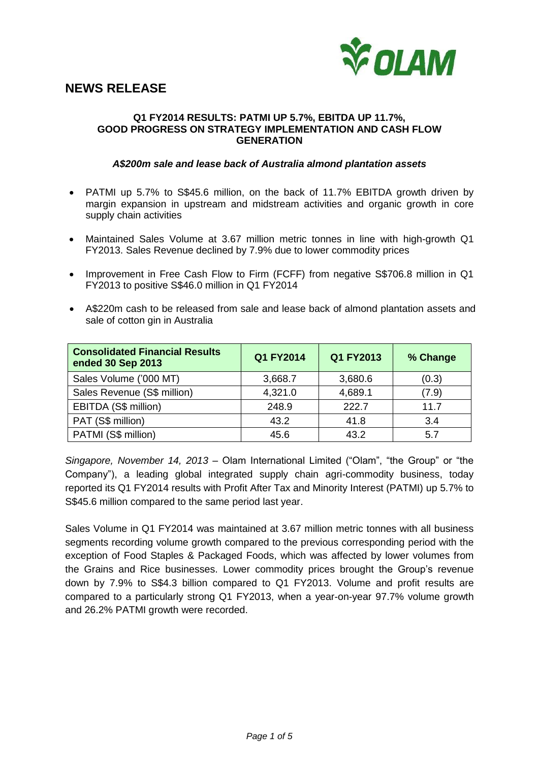# NEWS RELEASE

**Q1 FY2014 RESULTS: PATMI UP 5.7%, EBITDA UP 11.7%, GOOD PROGRESS ON STRATEGY IMPLEMENTATION AND CASH FLOW GENERATION**

***A$200m sale and lease back of Australia almond plantation assets***

- PATMI up 5.7% to S$45.6 million, on the back of 11.7% EBITDA growth driven by margin expansion in upstream and midstream activities and organic growth in core supply chain activities
- Maintained Sales Volume at 3.67 million metric tonnes in line with high-growth Q1 FY2013. Sales Revenue declined by 7.9% due to lower commodity prices
- Improvement in Free Cash Flow to Firm (FCFF) from negative S$706.8 million in Q1 FY2013 to positive S$46.0 million in Q1 FY2014
- A$220m cash to be released from sale and lease back of almond plantation assets and sale of cotton gin in Australia

| Consolidated Financial Results ended 30 Sep 2013 | Q1 FY2014 | Q1 FY2013 | % Change |
|---|---|---|---|
| Sales Volume ('000 MT) | 3,668.7 | 3,680.6 | (0.3) |
| Sales Revenue (S$ million) | 4,321.0 | 4,689.1 | (7.9) |
| EBITDA (S$ million) | 248.9 | 222.7 | 11.7 |
| PAT (S$ million) | 43.2 | 41.8 | 3.4 |
| PATMI (S$ million) | 45.6 | 43.2 | 5.7 |

*Singapore, November 14, 2013* – Olam International Limited ("Olam", "the Group" or "the Company"), a leading global integrated supply chain agri-commodity business, today reported its Q1 FY2014 results with Profit After Tax and Minority Interest (PATMI) up 5.7% to S$45.6 million compared to the same period last year.

Sales Volume in Q1 FY2014 was maintained at 3.67 million metric tonnes with all business segments recording volume growth compared to the previous corresponding period with the exception of Food Staples & Packaged Foods, which was affected by lower volumes from the Grains and Rice businesses. Lower commodity prices brought the Group's revenue down by 7.9% to S$4.3 billion compared to Q1 FY2013. Volume and profit results are compared to a particularly strong Q1 FY2013, when a year-on-year 97.7% volume growth and 26.2% PATMI growth were recorded.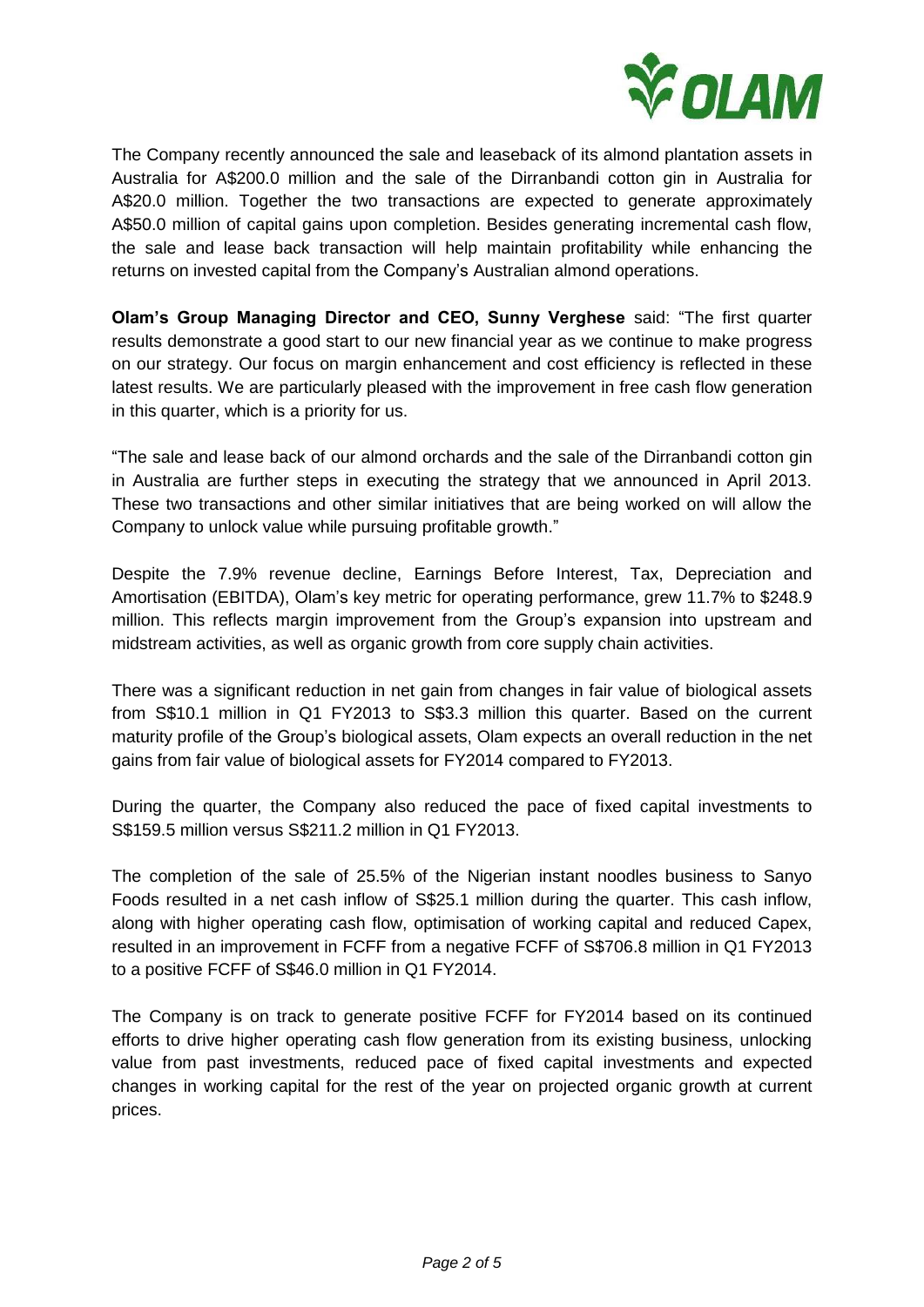The Company recently announced the sale and leaseback of its almond plantation assets in Australia for A$200.0 million and the sale of the Dirranbandi cotton gin in Australia for A$20.0 million. Together the two transactions are expected to generate approximately A$50.0 million of capital gains upon completion. Besides generating incremental cash flow, the sale and lease back transaction will help maintain profitability while enhancing the returns on invested capital from the Company's Australian almond operations.

**Olam's Group Managing Director and CEO, Sunny Verghese** said: "The first quarter results demonstrate a good start to our new financial year as we continue to make progress on our strategy. Our focus on margin enhancement and cost efficiency is reflected in these latest results. We are particularly pleased with the improvement in free cash flow generation in this quarter, which is a priority for us.

"The sale and lease back of our almond orchards and the sale of the Dirranbandi cotton gin in Australia are further steps in executing the strategy that we announced in April 2013. These two transactions and other similar initiatives that are being worked on will allow the Company to unlock value while pursuing profitable growth."

Despite the 7.9% revenue decline, Earnings Before Interest, Tax, Depreciation and Amortisation (EBITDA), Olam's key metric for operating performance, grew 11.7% to $248.9 million. This reflects margin improvement from the Group's expansion into upstream and midstream activities, as well as organic growth from core supply chain activities.

There was a significant reduction in net gain from changes in fair value of biological assets from S$10.1 million in Q1 FY2013 to S$3.3 million this quarter. Based on the current maturity profile of the Group's biological assets, Olam expects an overall reduction in the net gains from fair value of biological assets for FY2014 compared to FY2013.

During the quarter, the Company also reduced the pace of fixed capital investments to S$159.5 million versus S$211.2 million in Q1 FY2013.

The completion of the sale of 25.5% of the Nigerian instant noodles business to Sanyo Foods resulted in a net cash inflow of S$25.1 million during the quarter. This cash inflow, along with higher operating cash flow, optimisation of working capital and reduced Capex, resulted in an improvement in FCFF from a negative FCFF of S$706.8 million in Q1 FY2013 to a positive FCFF of S$46.0 million in Q1 FY2014.

The Company is on track to generate positive FCFF for FY2014 based on its continued efforts to drive higher operating cash flow generation from its existing business, unlocking value from past investments, reduced pace of fixed capital investments and expected changes in working capital for the rest of the year on projected organic growth at current prices.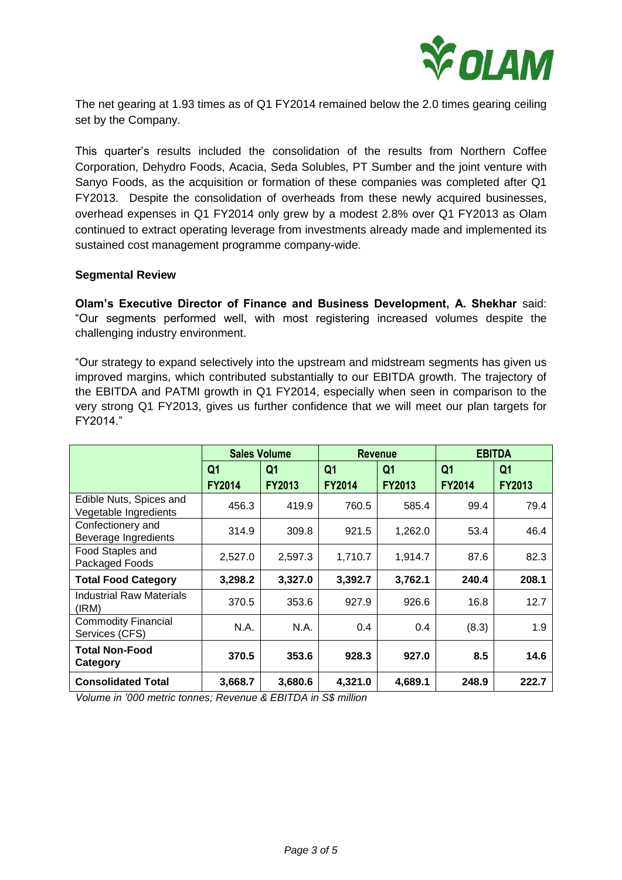The net gearing at 1.93 times as of Q1 FY2014 remained below the 2.0 times gearing ceiling set by the Company.

This quarter's results included the consolidation of the results from Northern Coffee Corporation, Dehydro Foods, Acacia, Seda Solubles, PT Sumber and the joint venture with Sanyo Foods, as the acquisition or formation of these companies was completed after Q1 FY2013. Despite the consolidation of overheads from these newly acquired businesses, overhead expenses in Q1 FY2014 only grew by a modest 2.8% over Q1 FY2013 as Olam continued to extract operating leverage from investments already made and implemented its sustained cost management programme company-wide.

**Segmental Review**

**Olam's Executive Director of Finance and Business Development, A. Shekhar** said: "Our segments performed well, with most registering increased volumes despite the challenging industry environment.

"Our strategy to expand selectively into the upstream and midstream segments has given us improved margins, which contributed substantially to our EBITDA growth. The trajectory of the EBITDA and PATMI growth in Q1 FY2014, especially when seen in comparison to the very strong Q1 FY2013, gives us further confidence that we will meet our plan targets for FY2014."

| | Sales Volume | | Revenue | | EBITDA | |
|---|---|---|---|---|---|---|
| | Q1 FY2014 | Q1 FY2013 | Q1 FY2014 | Q1 FY2013 | Q1 FY2014 | Q1 FY2013 |
| Edible Nuts, Spices and Vegetable Ingredients | 456.3 | 419.9 | 760.5 | 585.4 | 99.4 | 79.4 |
| Confectionery and Beverage Ingredients | 314.9 | 309.8 | 921.5 | 1,262.0 | 53.4 | 46.4 |
| Food Staples and Packaged Foods | 2,527.0 | 2,597.3 | 1,710.7 | 1,914.7 | 87.6 | 82.3 |
| **Total Food Category** | **3,298.2** | **3,327.0** | **3,392.7** | **3,762.1** | **240.4** | **208.1** |
| Industrial Raw Materials (IRM) | 370.5 | 353.6 | 927.9 | 926.6 | 16.8 | 12.7 |
| Commodity Financial Services (CFS) | N.A. | N.A. | 0.4 | 0.4 | (8.3) | 1.9 |
| **Total Non-Food Category** | **370.5** | **353.6** | **928.3** | **927.0** | **8.5** | **14.6** |
| **Consolidated Total** | **3,668.7** | **3,680.6** | **4,321.0** | **4,689.1** | **248.9** | **222.7** |

*Volume in '000 metric tonnes; Revenue & EBITDA in S$ million*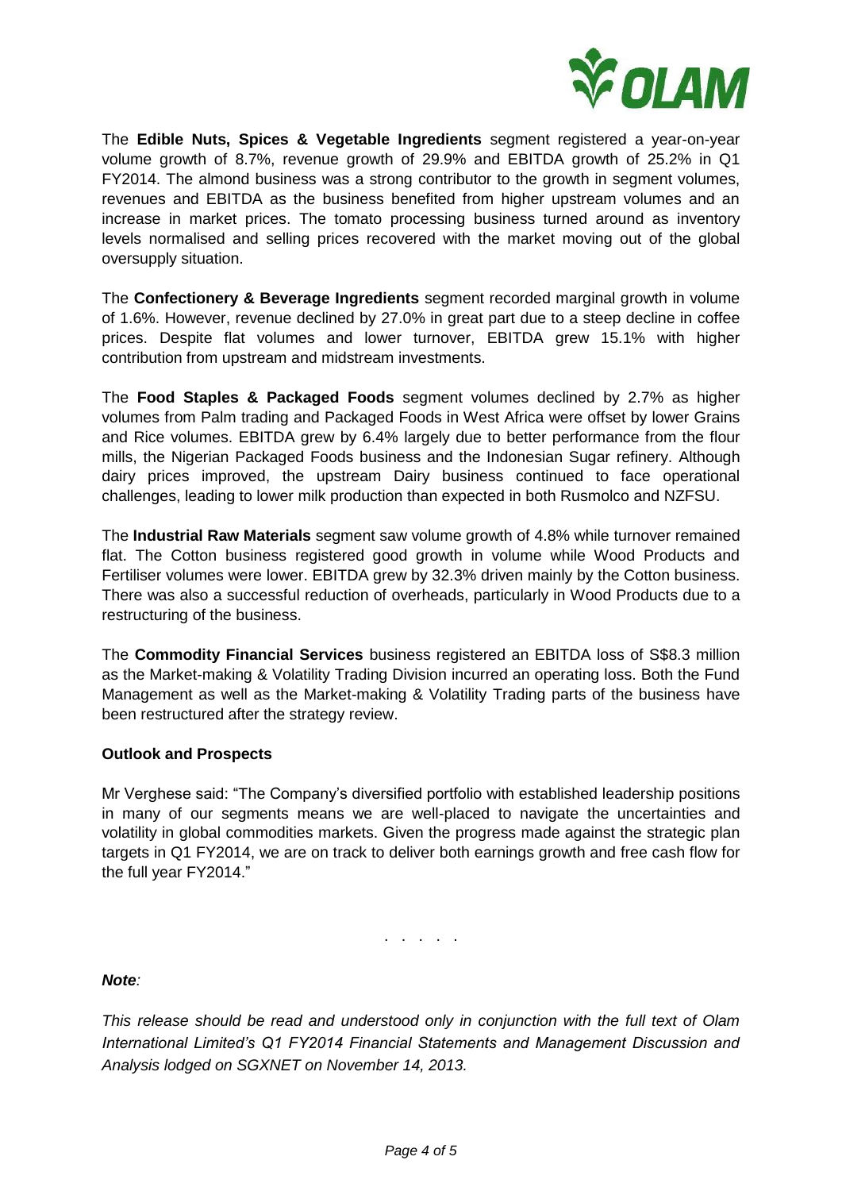The **Edible Nuts, Spices & Vegetable Ingredients** segment registered a year-on-year volume growth of 8.7%, revenue growth of 29.9% and EBITDA growth of 25.2% in Q1 FY2014. The almond business was a strong contributor to the growth in segment volumes, revenues and EBITDA as the business benefited from higher upstream volumes and an increase in market prices. The tomato processing business turned around as inventory levels normalised and selling prices recovered with the market moving out of the global oversupply situation.

The **Confectionery & Beverage Ingredients** segment recorded marginal growth in volume of 1.6%. However, revenue declined by 27.0% in great part due to a steep decline in coffee prices. Despite flat volumes and lower turnover, EBITDA grew 15.1% with higher contribution from upstream and midstream investments.

The **Food Staples & Packaged Foods** segment volumes declined by 2.7% as higher volumes from Palm trading and Packaged Foods in West Africa were offset by lower Grains and Rice volumes. EBITDA grew by 6.4% largely due to better performance from the flour mills, the Nigerian Packaged Foods business and the Indonesian Sugar refinery. Although dairy prices improved, the upstream Dairy business continued to face operational challenges, leading to lower milk production than expected in both Rusmolco and NZFSU.

The **Industrial Raw Materials** segment saw volume growth of 4.8% while turnover remained flat. The Cotton business registered good growth in volume while Wood Products and Fertiliser volumes were lower. EBITDA grew by 32.3% driven mainly by the Cotton business. There was also a successful reduction of overheads, particularly in Wood Products due to a restructuring of the business.

The **Commodity Financial Services** business registered an EBITDA loss of S$8.3 million as the Market-making & Volatility Trading Division incurred an operating loss. Both the Fund Management as well as the Market-making & Volatility Trading parts of the business have been restructured after the strategy review.

**Outlook and Prospects**

Mr Verghese said: "The Company's diversified portfolio with established leadership positions in many of our segments means we are well-placed to navigate the uncertainties and volatility in global commodities markets. Given the progress made against the strategic plan targets in Q1 FY2014, we are on track to deliver both earnings growth and free cash flow for the full year FY2014."

. . . . .

***Note:***

*This release should be read and understood only in conjunction with the full text of Olam International Limited's Q1 FY2014 Financial Statements and Management Discussion and Analysis lodged on SGXNET on November 14, 2013.*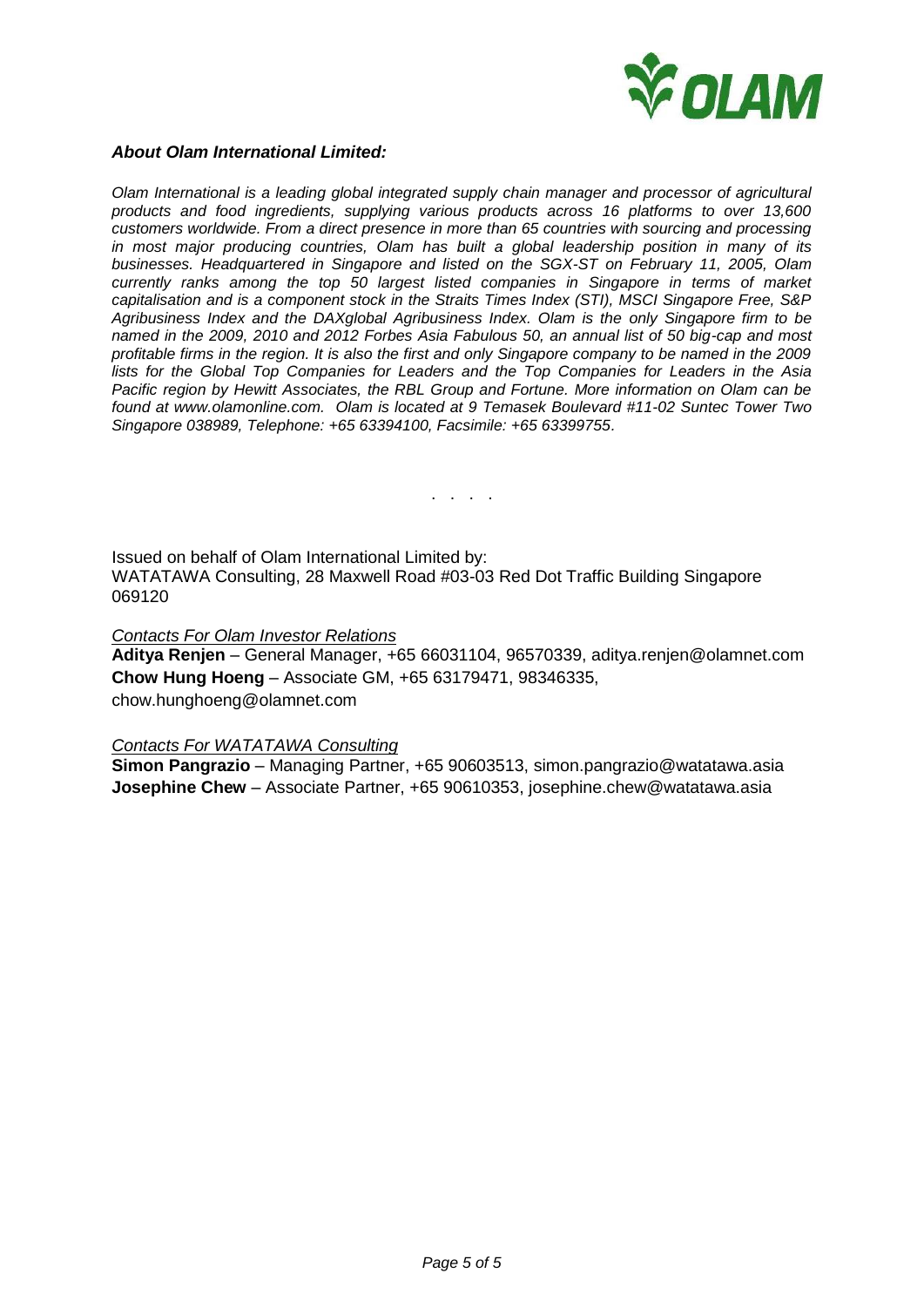***About Olam International Limited:***

*Olam International is a leading global integrated supply chain manager and processor of agricultural products and food ingredients, supplying various products across 16 platforms to over 13,600 customers worldwide. From a direct presence in more than 65 countries with sourcing and processing in most major producing countries, Olam has built a global leadership position in many of its businesses. Headquartered in Singapore and listed on the SGX-ST on February 11, 2005, Olam currently ranks among the top 50 largest listed companies in Singapore in terms of market capitalisation and is a component stock in the Straits Times Index (STI), MSCI Singapore Free, S&P Agribusiness Index and the DAXglobal Agribusiness Index. Olam is the only Singapore firm to be named in the 2009, 2010 and 2012 Forbes Asia Fabulous 50, an annual list of 50 big-cap and most profitable firms in the region. It is also the first and only Singapore company to be named in the 2009 lists for the Global Top Companies for Leaders and the Top Companies for Leaders in the Asia Pacific region by Hewitt Associates, the RBL Group and Fortune. More information on Olam can be found at www.olamonline.com. Olam is located at 9 Temasek Boulevard #11-02 Suntec Tower Two Singapore 038989, Telephone: +65 63394100, Facsimile: +65 63399755.*

. . . .

Issued on behalf of Olam International Limited by:
WATATAWA Consulting, 28 Maxwell Road #03-03 Red Dot Traffic Building Singapore 069120

*Contacts For Olam Investor Relations*

**Aditya Renjen** – General Manager, +65 66031104, 96570339, aditya.renjen@olamnet.com
**Chow Hung Hoeng** – Associate GM, +65 63179471, 98346335, chow.hunghoeng@olamnet.com

*Contacts For WATATAWA Consulting*

**Simon Pangrazio** – Managing Partner, +65 90603513, simon.pangrazio@watatawa.asia
**Josephine Chew** – Associate Partner, +65 90610353, josephine.chew@watatawa.asia